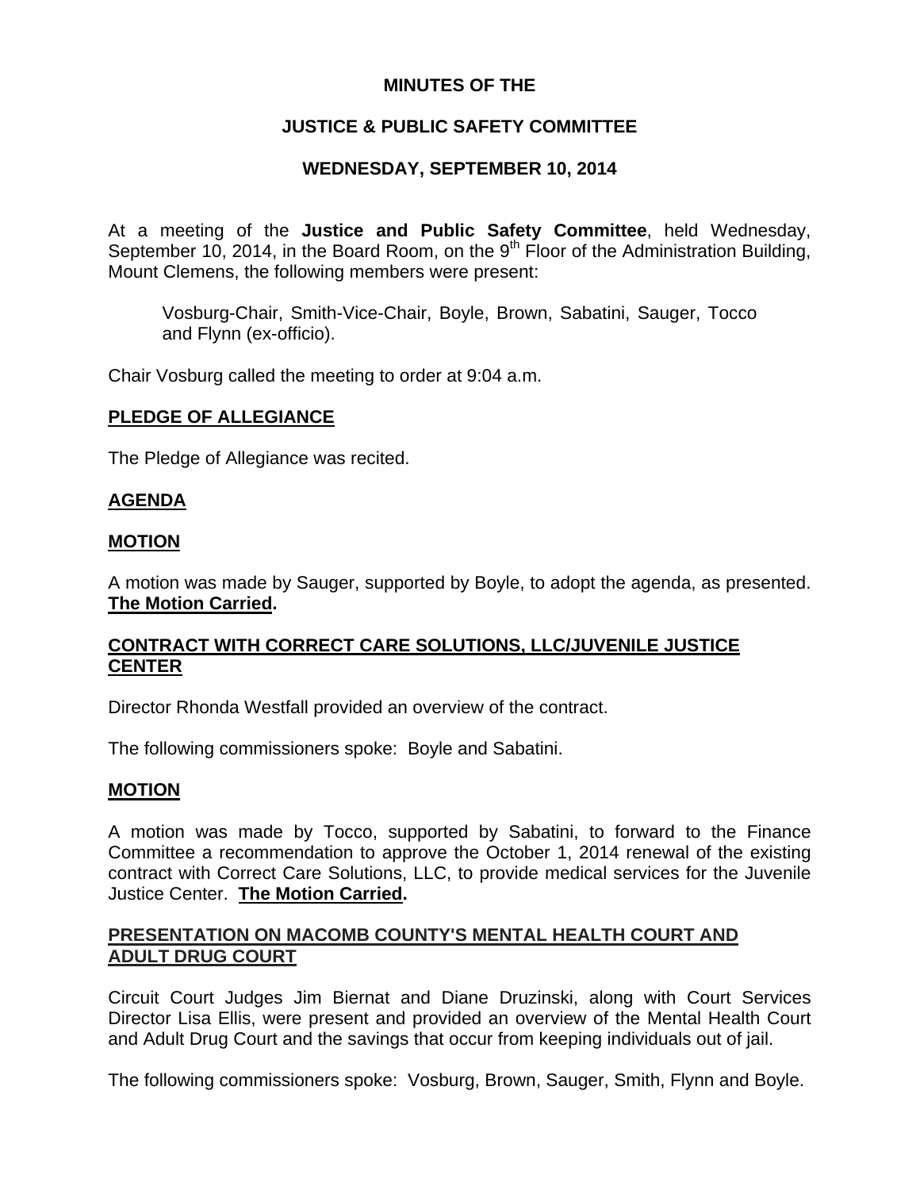# MINUTES OF THE

# JUSTICE & PUBLIC SAFETY COMMITTEE

# WEDNESDAY, SEPTEMBER 10, 2014

At a meeting of the **Justice and Public Safety Committee**, held Wednesday, September 10, 2014, in the Board Room, on the 9th Floor of the Administration Building, Mount Clemens, the following members were present:

> Vosburg-Chair, Smith-Vice-Chair, Boyle, Brown, Sabatini, Sauger, Tocco and Flynn (ex-officio).

Chair Vosburg called the meeting to order at 9:04 a.m.

## PLEDGE OF ALLEGIANCE

The Pledge of Allegiance was recited.

## AGENDA

## MOTION

A motion was made by Sauger, supported by Boyle, to adopt the agenda, as presented. **The Motion Carried.**

## CONTRACT WITH CORRECT CARE SOLUTIONS, LLC/JUVENILE JUSTICE CENTER

Director Rhonda Westfall provided an overview of the contract.

The following commissioners spoke: Boyle and Sabatini.

## MOTION

A motion was made by Tocco, supported by Sabatini, to forward to the Finance Committee a recommendation to approve the October 1, 2014 renewal of the existing contract with Correct Care Solutions, LLC, to provide medical services for the Juvenile Justice Center. **The Motion Carried.**

## PRESENTATION ON MACOMB COUNTY'S MENTAL HEALTH COURT AND ADULT DRUG COURT

Circuit Court Judges Jim Biernat and Diane Druzinski, along with Court Services Director Lisa Ellis, were present and provided an overview of the Mental Health Court and Adult Drug Court and the savings that occur from keeping individuals out of jail.

The following commissioners spoke: Vosburg, Brown, Sauger, Smith, Flynn and Boyle.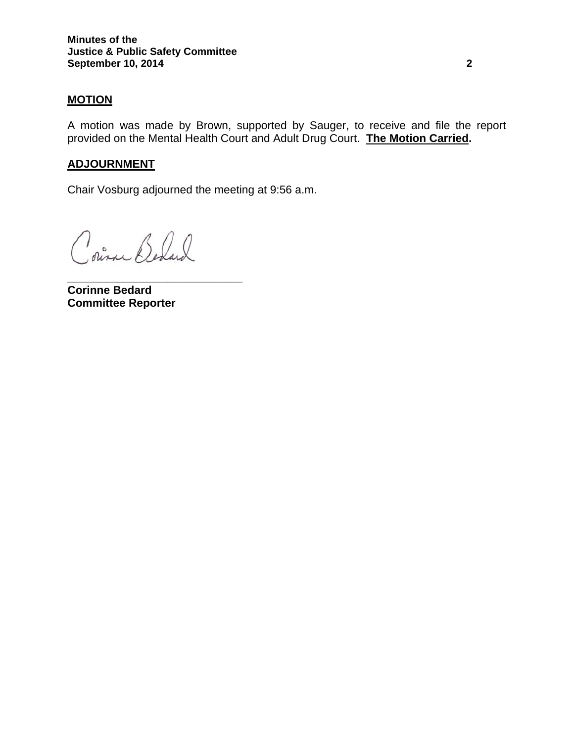**MOTION**

A motion was made by Brown, supported by Sauger, to receive and file the report provided on the Mental Health Court and Adult Drug Court. **The Motion Carried.**

**ADJOURNMENT**

Chair Vosburg adjourned the meeting at 9:56 a.m.

______________________________

**Corinne Bedard**
**Committee Reporter**